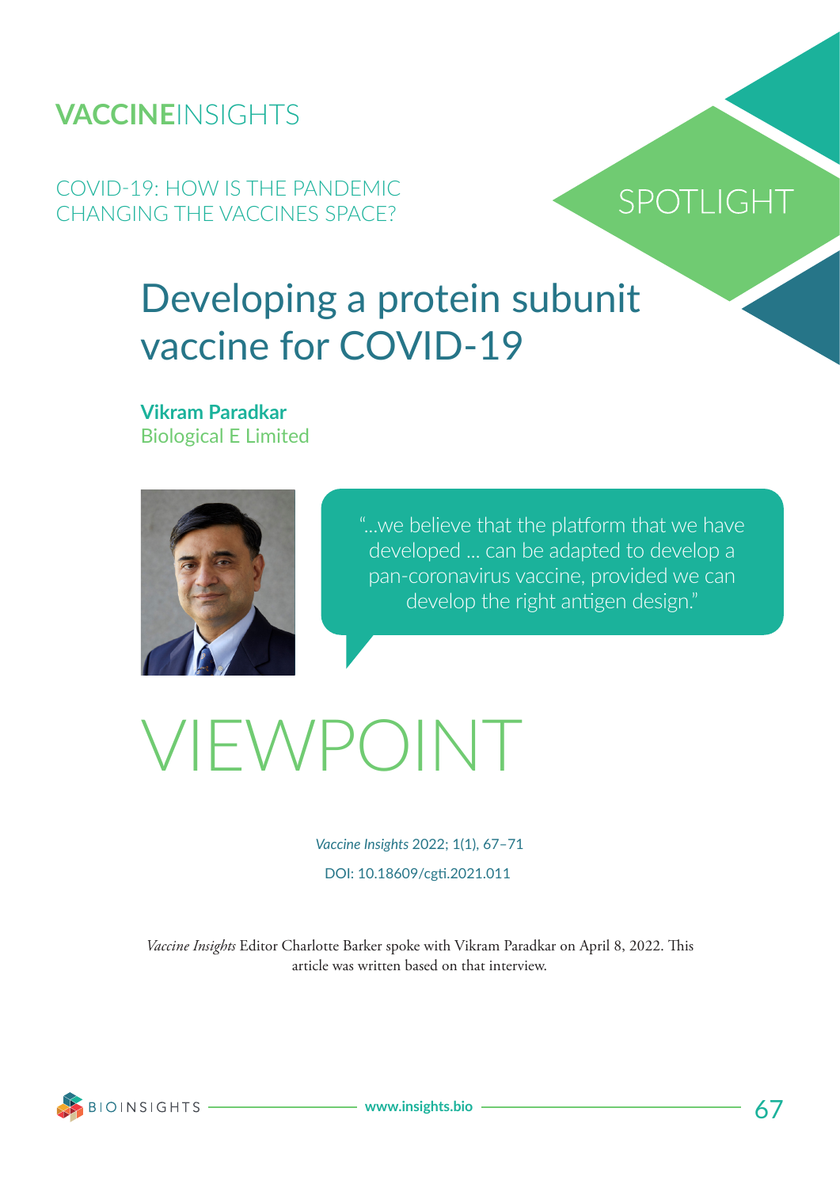**VACCINE**INSIGHTS

COVID-19: HOW IS THE PANDEMIC CHANGING THE VACCINES SPACE?

SPOTLIGHT

# Developing a protein subunit vaccine for COVID-19

**Vikram Paradkar**
Biological E Limited

"...we believe that the platform that we have developed ... can be adapted to develop a pan-coronavirus vaccine, provided we can develop the right antigen design."

VIEWPOINT

*Vaccine Insights* 2022; 1(1), 67–71

DOI: 10.18609/cgti.2021.011

*Vaccine Insights* Editor Charlotte Barker spoke with Vikram Paradkar on April 8, 2022. This article was written based on that interview.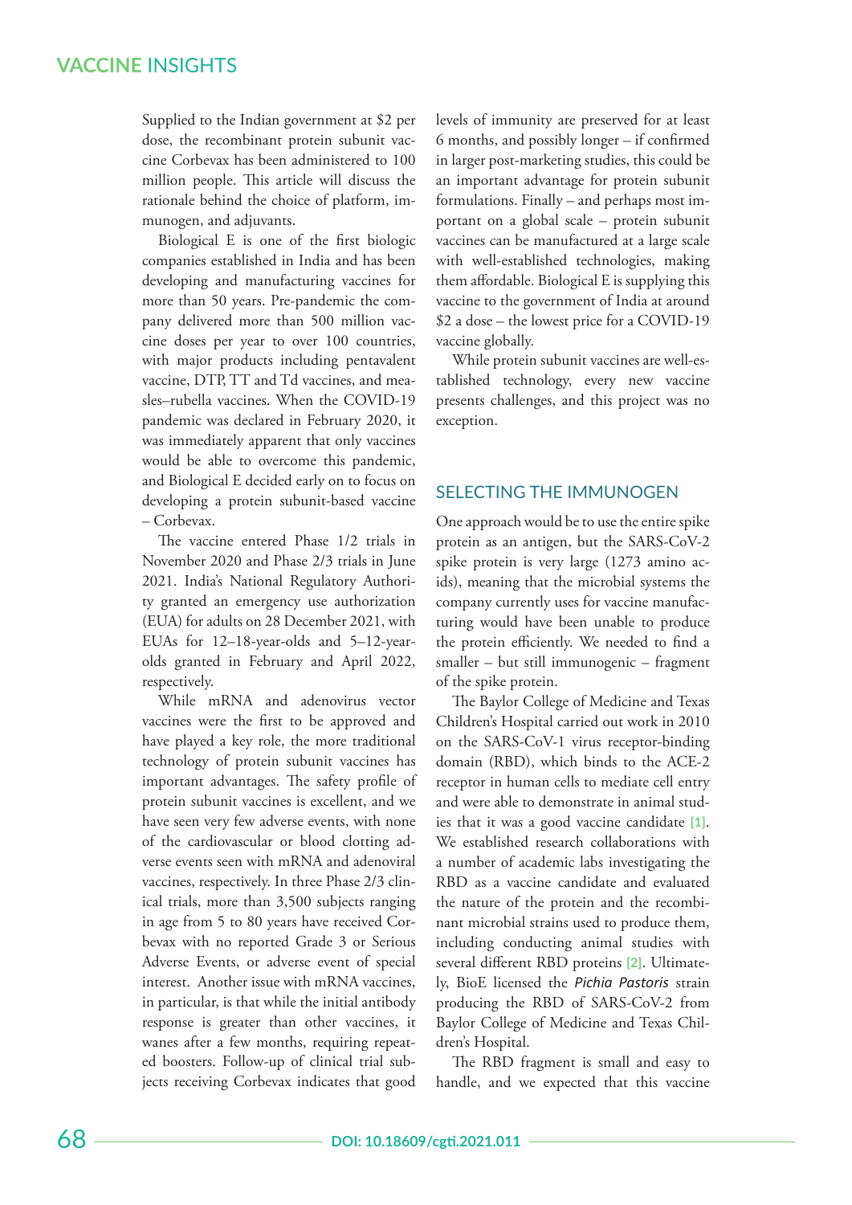Supplied to the Indian government at $2 per dose, the recombinant protein subunit vaccine Corbevax has been administered to 100 million people. This article will discuss the rationale behind the choice of platform, immunogen, and adjuvants.

Biological E is one of the first biologic companies established in India and has been developing and manufacturing vaccines for more than 50 years. Pre-pandemic the company delivered more than 500 million vaccine doses per year to over 100 countries, with major products including pentavalent vaccine, DTP, TT and Td vaccines, and measles–rubella vaccines. When the COVID-19 pandemic was declared in February 2020, it was immediately apparent that only vaccines would be able to overcome this pandemic, and Biological E decided early on to focus on developing a protein subunit-based vaccine – Corbevax.

The vaccine entered Phase 1/2 trials in November 2020 and Phase 2/3 trials in June 2021. India's National Regulatory Authority granted an emergency use authorization (EUA) for adults on 28 December 2021, with EUAs for 12–18-year-olds and 5–12-year-olds granted in February and April 2022, respectively.

While mRNA and adenovirus vector vaccines were the first to be approved and have played a key role, the more traditional technology of protein subunit vaccines has important advantages. The safety profile of protein subunit vaccines is excellent, and we have seen very few adverse events, with none of the cardiovascular or blood clotting adverse events seen with mRNA and adenoviral vaccines, respectively. In three Phase 2/3 clinical trials, more than 3,500 subjects ranging in age from 5 to 80 years have received Corbevax with no reported Grade 3 or Serious Adverse Events, or adverse event of special interest. Another issue with mRNA vaccines, in particular, is that while the initial antibody response is greater than other vaccines, it wanes after a few months, requiring repeated boosters. Follow-up of clinical trial subjects receiving Corbevax indicates that good levels of immunity are preserved for at least 6 months, and possibly longer – if confirmed in larger post-marketing studies, this could be an important advantage for protein subunit formulations. Finally – and perhaps most important on a global scale – protein subunit vaccines can be manufactured at a large scale with well-established technologies, making them affordable. Biological E is supplying this vaccine to the government of India at around $2 a dose – the lowest price for a COVID-19 vaccine globally.

While protein subunit vaccines are well-established technology, every new vaccine presents challenges, and this project was no exception.

## SELECTING THE IMMUNOGEN

One approach would be to use the entire spike protein as an antigen, but the SARS-CoV-2 spike protein is very large (1273 amino acids), meaning that the microbial systems the company currently uses for vaccine manufacturing would have been unable to produce the protein efficiently. We needed to find a smaller – but still immunogenic – fragment of the spike protein.

The Baylor College of Medicine and Texas Children's Hospital carried out work in 2010 on the SARS-CoV-1 virus receptor-binding domain (RBD), which binds to the ACE-2 receptor in human cells to mediate cell entry and were able to demonstrate in animal studies that it was a good vaccine candidate [1]. We established research collaborations with a number of academic labs investigating the RBD as a vaccine candidate and evaluated the nature of the protein and the recombinant microbial strains used to produce them, including conducting animal studies with several different RBD proteins [2]. Ultimately, BioE licensed the *Pichia Pastoris* strain producing the RBD of SARS-CoV-2 from Baylor College of Medicine and Texas Children's Hospital.

The RBD fragment is small and easy to handle, and we expected that this vaccine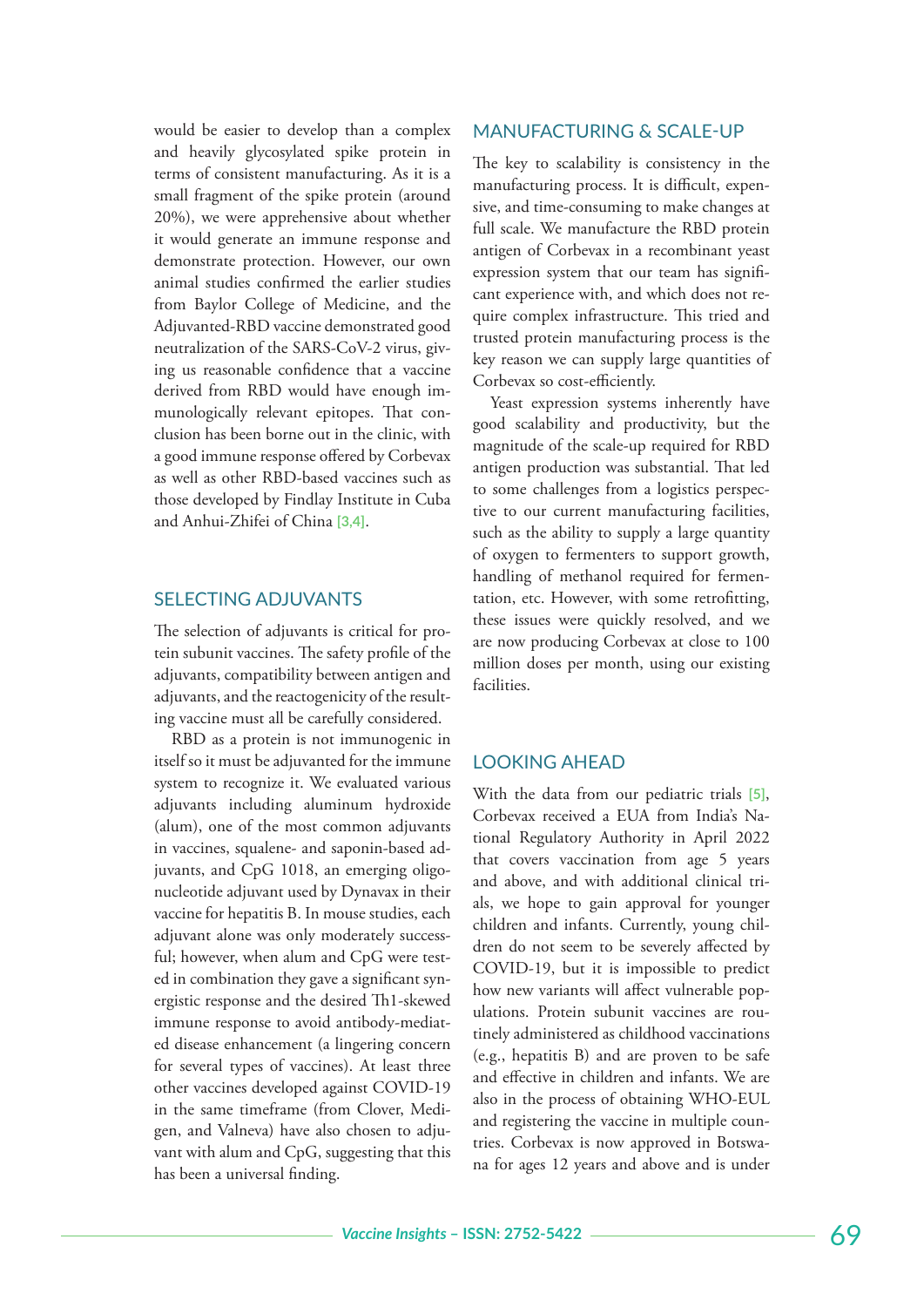would be easier to develop than a complex and heavily glycosylated spike protein in terms of consistent manufacturing. As it is a small fragment of the spike protein (around 20%), we were apprehensive about whether it would generate an immune response and demonstrate protection. However, our own animal studies confirmed the earlier studies from Baylor College of Medicine, and the Adjuvanted-RBD vaccine demonstrated good neutralization of the SARS-CoV-2 virus, giving us reasonable confidence that a vaccine derived from RBD would have enough immunologically relevant epitopes. That conclusion has been borne out in the clinic, with a good immune response offered by Corbevax as well as other RBD-based vaccines such as those developed by Findlay Institute in Cuba and Anhui-Zhifei of China [3,4].

## SELECTING ADJUVANTS

The selection of adjuvants is critical for protein subunit vaccines. The safety profile of the adjuvants, compatibility between antigen and adjuvants, and the reactogenicity of the resulting vaccine must all be carefully considered.

RBD as a protein is not immunogenic in itself so it must be adjuvanted for the immune system to recognize it. We evaluated various adjuvants including aluminum hydroxide (alum), one of the most common adjuvants in vaccines, squalene- and saponin-based adjuvants, and CpG 1018, an emerging oligonucleotide adjuvant used by Dynavax in their vaccine for hepatitis B. In mouse studies, each adjuvant alone was only moderately successful; however, when alum and CpG were tested in combination they gave a significant synergistic response and the desired Th1-skewed immune response to avoid antibody-mediated disease enhancement (a lingering concern for several types of vaccines). At least three other vaccines developed against COVID-19 in the same timeframe (from Clover, Medigen, and Valneva) have also chosen to adjuvant with alum and CpG, suggesting that this has been a universal finding.

## MANUFACTURING & SCALE-UP

The key to scalability is consistency in the manufacturing process. It is difficult, expensive, and time-consuming to make changes at full scale. We manufacture the RBD protein antigen of Corbevax in a recombinant yeast expression system that our team has significant experience with, and which does not require complex infrastructure. This tried and trusted protein manufacturing process is the key reason we can supply large quantities of Corbevax so cost-efficiently.

Yeast expression systems inherently have good scalability and productivity, but the magnitude of the scale-up required for RBD antigen production was substantial. That led to some challenges from a logistics perspective to our current manufacturing facilities, such as the ability to supply a large quantity of oxygen to fermenters to support growth, handling of methanol required for fermentation, etc. However, with some retrofitting, these issues were quickly resolved, and we are now producing Corbevax at close to 100 million doses per month, using our existing facilities.

## LOOKING AHEAD

With the data from our pediatric trials [5], Corbevax received a EUA from India's National Regulatory Authority in April 2022 that covers vaccination from age 5 years and above, and with additional clinical trials, we hope to gain approval for younger children and infants. Currently, young children do not seem to be severely affected by COVID-19, but it is impossible to predict how new variants will affect vulnerable populations. Protein subunit vaccines are routinely administered as childhood vaccinations (e.g., hepatitis B) and are proven to be safe and effective in children and infants. We are also in the process of obtaining WHO-EUL and registering the vaccine in multiple countries. Corbevax is now approved in Botswana for ages 12 years and above and is under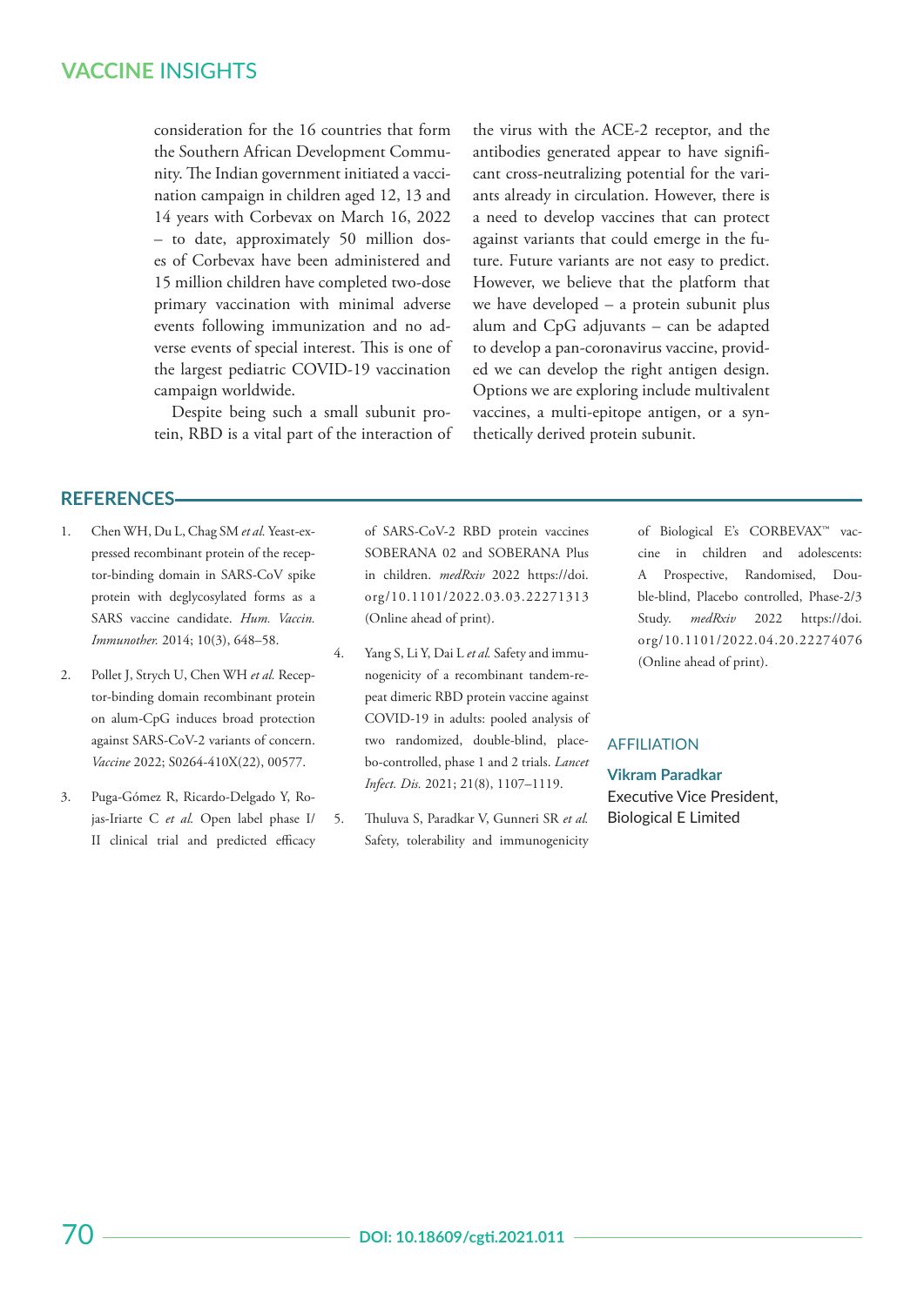consideration for the 16 countries that form the Southern African Development Community. The Indian government initiated a vaccination campaign in children aged 12, 13 and 14 years with Corbevax on March 16, 2022 – to date, approximately 50 million doses of Corbevax have been administered and 15 million children have completed two-dose primary vaccination with minimal adverse events following immunization and no adverse events of special interest. This is one of the largest pediatric COVID-19 vaccination campaign worldwide.

Despite being such a small subunit protein, RBD is a vital part of the interaction of the virus with the ACE-2 receptor, and the antibodies generated appear to have significant cross-neutralizing potential for the variants already in circulation. However, there is a need to develop vaccines that can protect against variants that could emerge in the future. Future variants are not easy to predict. However, we believe that the platform that we have developed – a protein subunit plus alum and CpG adjuvants – can be adapted to develop a pan-coronavirus vaccine, provided we can develop the right antigen design. Options we are exploring include multivalent vaccines, a multi-epitope antigen, or a synthetically derived protein subunit.

## REFERENCES

1. Chen WH, Du L, Chag SM *et al.* Yeast-expressed recombinant protein of the receptor-binding domain in SARS-CoV spike protein with deglycosylated forms as a SARS vaccine candidate. *Hum. Vaccin. Immunother.* 2014; 10(3), 648–58.
2. Pollet J, Strych U, Chen WH *et al.* Receptor-binding domain recombinant protein on alum-CpG induces broad protection against SARS-CoV-2 variants of concern. *Vaccine* 2022; S0264-410X(22), 00577.
3. Puga-Gómez R, Ricardo-Delgado Y, Rojas-Iriarte C *et al.* Open label phase I/II clinical trial and predicted efficacy of SARS-CoV-2 RBD protein vaccines SOBERANA 02 and SOBERANA Plus in children. *medRxiv* 2022 https://doi.org/10.1101/2022.03.03.22271313 (Online ahead of print).
4. Yang S, Li Y, Dai L *et al.* Safety and immunogenicity of a recombinant tandem-repeat dimeric RBD protein vaccine against COVID-19 in adults: pooled analysis of two randomized, double-blind, placebo-controlled, phase 1 and 2 trials. *Lancet Infect. Dis.* 2021; 21(8), 1107–1119.
5. Thuluva S, Paradkar V, Gunneri SR *et al.* Safety, tolerability and immunogenicity of Biological E's CORBEVAX™ vaccine in children and adolescents: A Prospective, Randomised, Double-blind, Placebo controlled, Phase-2/3 Study. *medRxiv* 2022 https://doi.org/10.1101/2022.04.20.22274076 (Online ahead of print).

### AFFILIATION

**Vikram Paradkar**
Executive Vice President,
Biological E Limited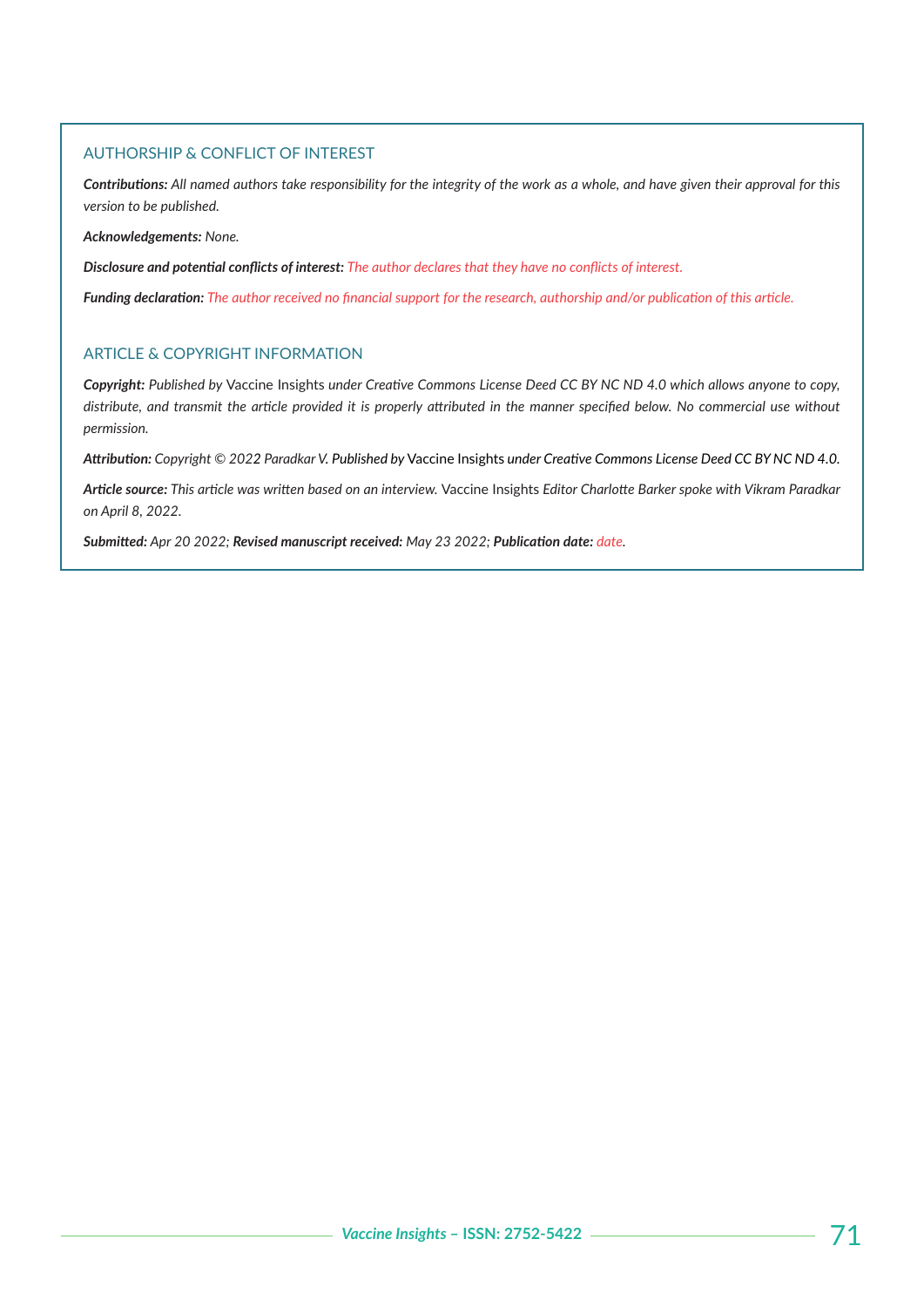## AUTHORSHIP & CONFLICT OF INTEREST

***Contributions:*** *All named authors take responsibility for the integrity of the work as a whole, and have given their approval for this version to be published.*

***Acknowledgements:*** *None.*

***Disclosure and potential conflicts of interest:*** *The author declares that they have no conflicts of interest.*

***Funding declaration:*** *The author received no financial support for the research, authorship and/or publication of this article.*

## ARTICLE & COPYRIGHT INFORMATION

***Copyright:*** *Published by* Vaccine Insights *under Creative Commons License Deed CC BY NC ND 4.0 which allows anyone to copy, distribute, and transmit the article provided it is properly attributed in the manner specified below. No commercial use without permission.*

***Attribution:*** *Copyright © 2022 Paradkar V. Published by* Vaccine Insights *under Creative Commons License Deed CC BY NC ND 4.0.*

***Article source:*** *This article was written based on an interview.* Vaccine Insights *Editor Charlotte Barker spoke with Vikram Paradkar on April 8, 2022.*

***Submitted:*** *Apr 20 2022;* ***Revised manuscript received:*** *May 23 2022;* ***Publication date:*** *date.*